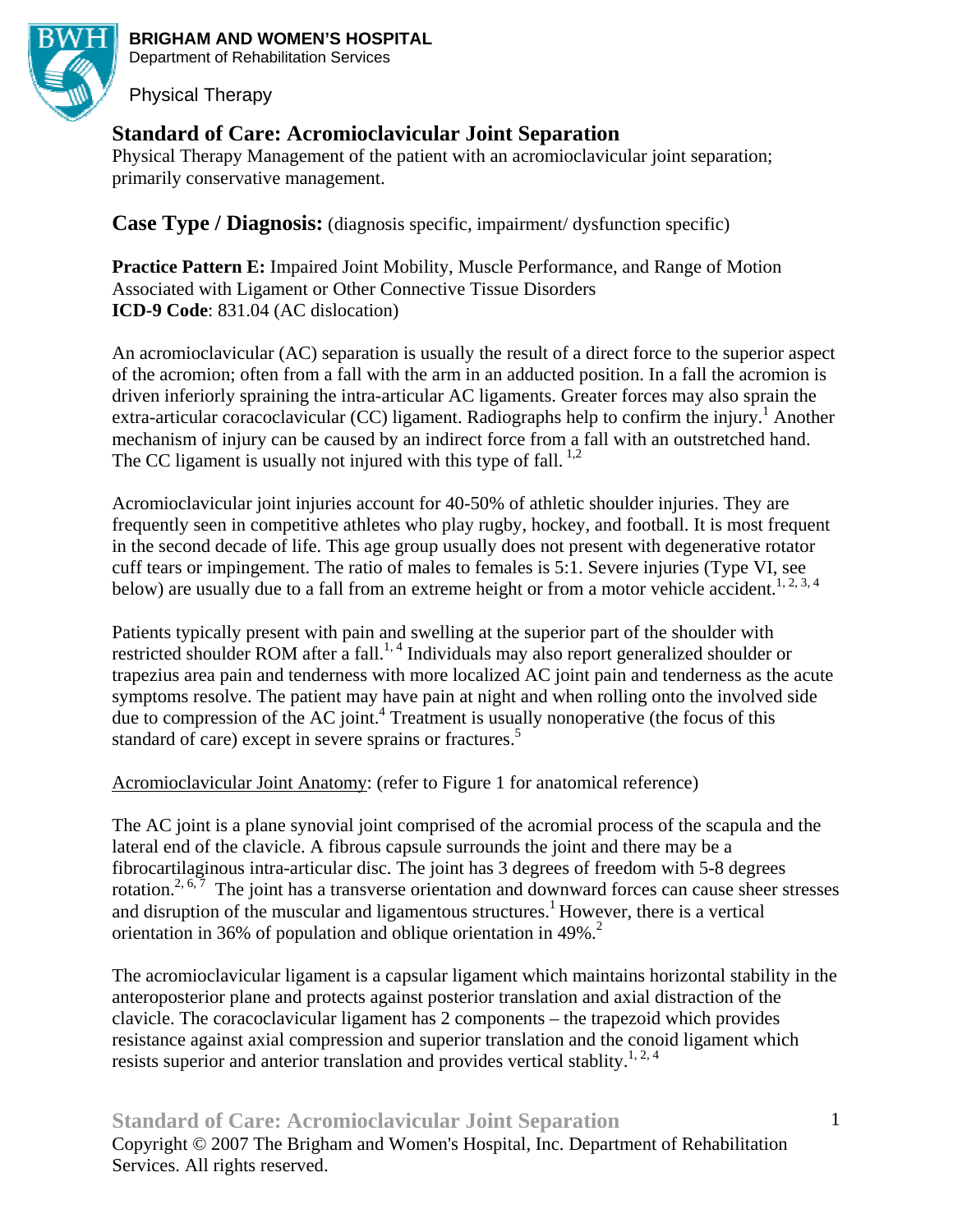**BRIGHAM AND WOMEN'S HOSPITAL**
Department of Rehabilitation Services

Physical Therapy

# Standard of Care: Acromioclavicular Joint Separation

Physical Therapy Management of the patient with an acromioclavicular joint separation; primarily conservative management.

## Case Type / Diagnosis: (diagnosis specific, impairment/ dysfunction specific)

**Practice Pattern E:** Impaired Joint Mobility, Muscle Performance, and Range of Motion Associated with Ligament or Other Connective Tissue Disorders
**ICD-9 Code**: 831.04 (AC dislocation)

An acromioclavicular (AC) separation is usually the result of a direct force to the superior aspect of the acromion; often from a fall with the arm in an adducted position. In a fall the acromion is driven inferiorly spraining the intra-articular AC ligaments. Greater forces may also sprain the extra-articular coracoclavicular (CC) ligament. Radiographs help to confirm the injury.[1] Another mechanism of injury can be caused by an indirect force from a fall with an outstretched hand. The CC ligament is usually not injured with this type of fall. [1,2]

Acromioclavicular joint injuries account for 40-50% of athletic shoulder injuries. They are frequently seen in competitive athletes who play rugby, hockey, and football. It is most frequent in the second decade of life. This age group usually does not present with degenerative rotator cuff tears or impingement. The ratio of males to females is 5:1. Severe injuries (Type VI, see below) are usually due to a fall from an extreme height or from a motor vehicle accident.[1, 2, 3, 4]

Patients typically present with pain and swelling at the superior part of the shoulder with restricted shoulder ROM after a fall.[1, 4] Individuals may also report generalized shoulder or trapezius area pain and tenderness with more localized AC joint pain and tenderness as the acute symptoms resolve. The patient may have pain at night and when rolling onto the involved side due to compression of the AC joint.[4] Treatment is usually nonoperative (the focus of this standard of care) except in severe sprains or fractures.[5]

Acromioclavicular Joint Anatomy: (refer to Figure 1 for anatomical reference)

The AC joint is a plane synovial joint comprised of the acromial process of the scapula and the lateral end of the clavicle. A fibrous capsule surrounds the joint and there may be a fibrocartilaginous intra-articular disc. The joint has 3 degrees of freedom with 5-8 degrees rotation.[2, 6, 7] The joint has a transverse orientation and downward forces can cause sheer stresses and disruption of the muscular and ligamentous structures.[1] However, there is a vertical orientation in 36% of population and oblique orientation in 49%.[2]

The acromioclavicular ligament is a capsular ligament which maintains horizontal stability in the anteroposterior plane and protects against posterior translation and axial distraction of the clavicle. The coracoclavicular ligament has 2 components – the trapezoid which provides resistance against axial compression and superior translation and the conoid ligament which resists superior and anterior translation and provides vertical stablity.[1, 2, 4]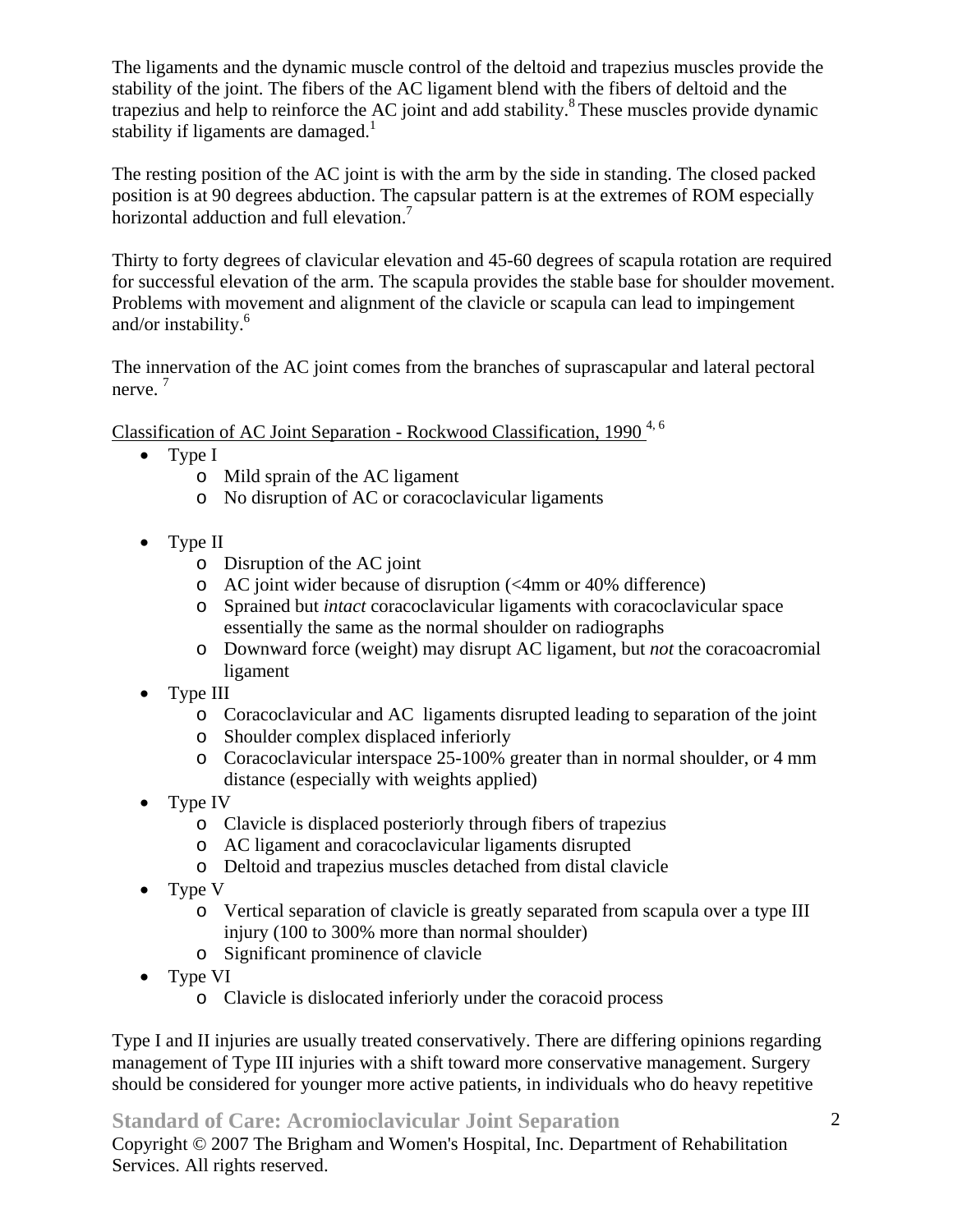The ligaments and the dynamic muscle control of the deltoid and trapezius muscles provide the stability of the joint. The fibers of the AC ligament blend with the fibers of deltoid and the trapezius and help to reinforce the AC joint and add stability.[8] These muscles provide dynamic stability if ligaments are damaged.[1]

The resting position of the AC joint is with the arm by the side in standing. The closed packed position is at 90 degrees abduction. The capsular pattern is at the extremes of ROM especially horizontal adduction and full elevation.[7]

Thirty to forty degrees of clavicular elevation and 45-60 degrees of scapula rotation are required for successful elevation of the arm. The scapula provides the stable base for shoulder movement. Problems with movement and alignment of the clavicle or scapula can lead to impingement and/or instability.[6]

The innervation of the AC joint comes from the branches of suprascapular and lateral pectoral nerve. [7]

<u>Classification of AC Joint Separation - Rockwood Classification, 1990</u> [4, 6]

- Type I
  - Mild sprain of the AC ligament
  - No disruption of AC or coracoclavicular ligaments

- Type II
  - Disruption of the AC joint
  - AC joint wider because of disruption (<4mm or 40% difference)
  - Sprained but *intact* coracoclavicular ligaments with coracoclavicular space essentially the same as the normal shoulder on radiographs
  - Downward force (weight) may disrupt AC ligament, but *not* the coracoacromial ligament
- Type III
  - Coracoclavicular and AC ligaments disrupted leading to separation of the joint
  - Shoulder complex displaced inferiorly
  - Coracoclavicular interspace 25-100% greater than in normal shoulder, or 4 mm distance (especially with weights applied)
- Type IV
  - Clavicle is displaced posteriorly through fibers of trapezius
  - AC ligament and coracoclavicular ligaments disrupted
  - Deltoid and trapezius muscles detached from distal clavicle
- Type V
  - Vertical separation of clavicle is greatly separated from scapula over a type III injury (100 to 300% more than normal shoulder)
  - Significant prominence of clavicle
- Type VI
  - Clavicle is dislocated inferiorly under the coracoid process

Type I and II injuries are usually treated conservatively. There are differing opinions regarding management of Type III injuries with a shift toward more conservative management. Surgery should be considered for younger more active patients, in individuals who do heavy repetitive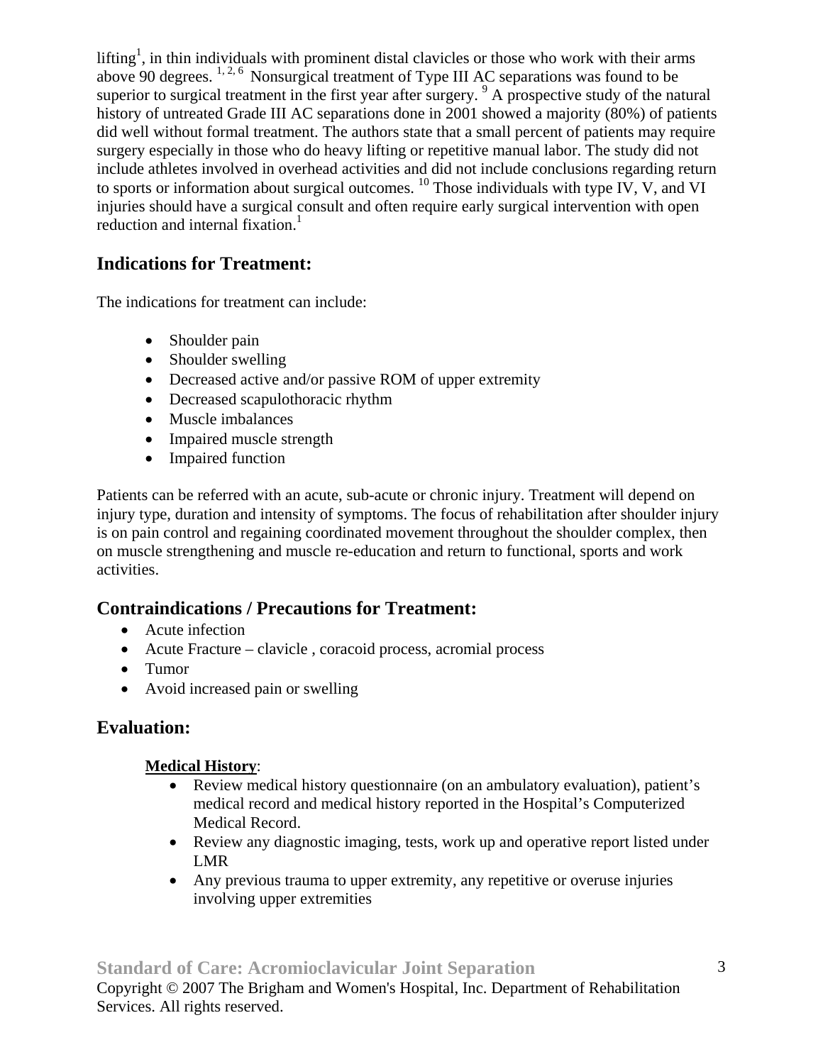lifting[1], in thin individuals with prominent distal clavicles or those who work with their arms above 90 degrees. [1, 2, 6] Nonsurgical treatment of Type III AC separations was found to be superior to surgical treatment in the first year after surgery. [9] A prospective study of the natural history of untreated Grade III AC separations done in 2001 showed a majority (80%) of patients did well without formal treatment. The authors state that a small percent of patients may require surgery especially in those who do heavy lifting or repetitive manual labor. The study did not include athletes involved in overhead activities and did not include conclusions regarding return to sports or information about surgical outcomes. [10] Those individuals with type IV, V, and VI injuries should have a surgical consult and often require early surgical intervention with open reduction and internal fixation.[1]

## Indications for Treatment:

The indications for treatment can include:

- Shoulder pain
- Shoulder swelling
- Decreased active and/or passive ROM of upper extremity
- Decreased scapulothoracic rhythm
- Muscle imbalances
- Impaired muscle strength
- Impaired function

Patients can be referred with an acute, sub-acute or chronic injury. Treatment will depend on injury type, duration and intensity of symptoms. The focus of rehabilitation after shoulder injury is on pain control and regaining coordinated movement throughout the shoulder complex, then on muscle strengthening and muscle re-education and return to functional, sports and work activities.

## Contraindications / Precautions for Treatment:

- Acute infection
- Acute Fracture – clavicle , coracoid process, acromial process
- Tumor
- Avoid increased pain or swelling

## Evaluation:

**Medical History**:

- Review medical history questionnaire (on an ambulatory evaluation), patient's medical record and medical history reported in the Hospital's Computerized Medical Record.
- Review any diagnostic imaging, tests, work up and operative report listed under LMR
- Any previous trauma to upper extremity, any repetitive or overuse injuries involving upper extremities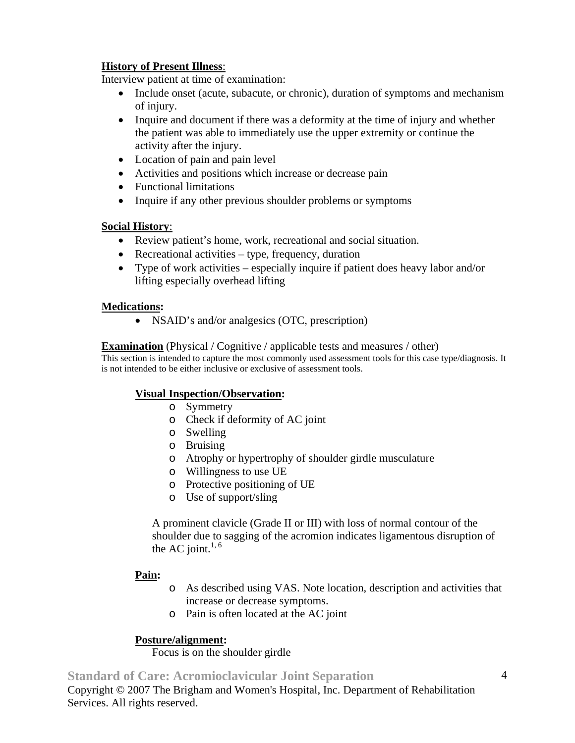**History of Present Illness**:

Interview patient at time of examination:

- Include onset (acute, subacute, or chronic), duration of symptoms and mechanism of injury.
- Inquire and document if there was a deformity at the time of injury and whether the patient was able to immediately use the upper extremity or continue the activity after the injury.
- Location of pain and pain level
- Activities and positions which increase or decrease pain
- Functional limitations
- Inquire if any other previous shoulder problems or symptoms

**Social History**:

- Review patient's home, work, recreational and social situation.
- Recreational activities – type, frequency, duration
- Type of work activities – especially inquire if patient does heavy labor and/or lifting especially overhead lifting

**Medications:**

- NSAID's and/or analgesics (OTC, prescription)

**Examination** (Physical / Cognitive / applicable tests and measures / other)

This section is intended to capture the most commonly used assessment tools for this case type/diagnosis. It is not intended to be either inclusive or exclusive of assessment tools.

**Visual Inspection/Observation:**

- Symmetry
- Check if deformity of AC joint
- Swelling
- Bruising
- Atrophy or hypertrophy of shoulder girdle musculature
- Willingness to use UE
- Protective positioning of UE
- Use of support/sling

A prominent clavicle (Grade II or III) with loss of normal contour of the shoulder due to sagging of the acromion indicates ligamentous disruption of the AC joint.[1, 6]

**Pain:**

- As described using VAS. Note location, description and activities that increase or decrease symptoms.
- Pain is often located at the AC joint

**Posture/alignment:**

Focus is on the shoulder girdle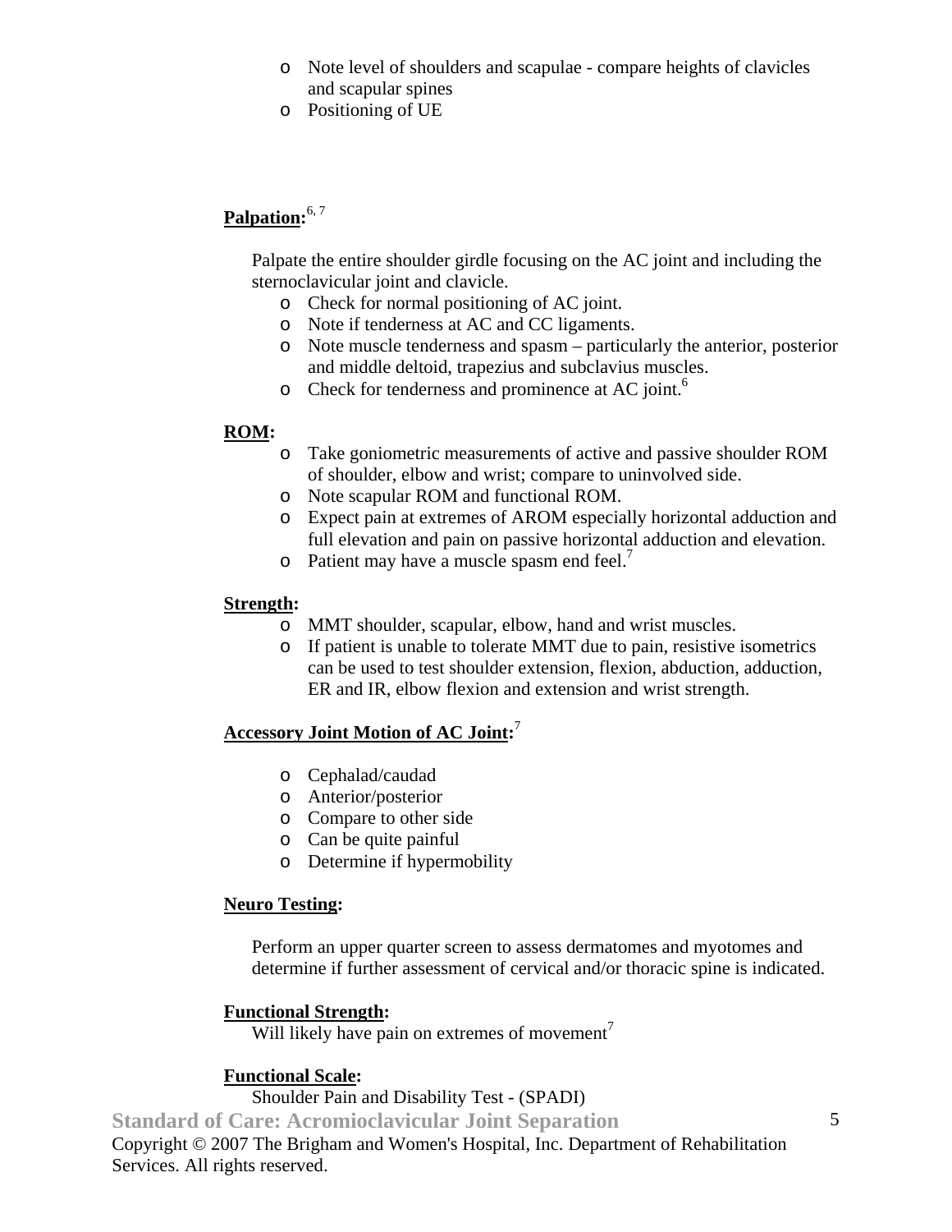- Note level of shoulders and scapulae - compare heights of clavicles and scapular spines
- Positioning of UE

**Palpation:**[6, 7]

Palpate the entire shoulder girdle focusing on the AC joint and including the sternoclavicular joint and clavicle.

- Check for normal positioning of AC joint.
- Note if tenderness at AC and CC ligaments.
- Note muscle tenderness and spasm – particularly the anterior, posterior and middle deltoid, trapezius and subclavius muscles.
- Check for tenderness and prominence at AC joint.[6]

**ROM:**

- Take goniometric measurements of active and passive shoulder ROM of shoulder, elbow and wrist; compare to uninvolved side.
- Note scapular ROM and functional ROM.
- Expect pain at extremes of AROM especially horizontal adduction and full elevation and pain on passive horizontal adduction and elevation.
- Patient may have a muscle spasm end feel.[7]

**Strength:**

- MMT shoulder, scapular, elbow, hand and wrist muscles.
- If patient is unable to tolerate MMT due to pain, resistive isometrics can be used to test shoulder extension, flexion, abduction, adduction, ER and IR, elbow flexion and extension and wrist strength.

**Accessory Joint Motion of AC Joint:**[7]

- Cephalad/caudad
- Anterior/posterior
- Compare to other side
- Can be quite painful
- Determine if hypermobility

**Neuro Testing:**

Perform an upper quarter screen to assess dermatomes and myotomes and determine if further assessment of cervical and/or thoracic spine is indicated.

**Functional Strength:**

Will likely have pain on extremes of movement[7]

**Functional Scale:**

Shoulder Pain and Disability Test - (SPADI)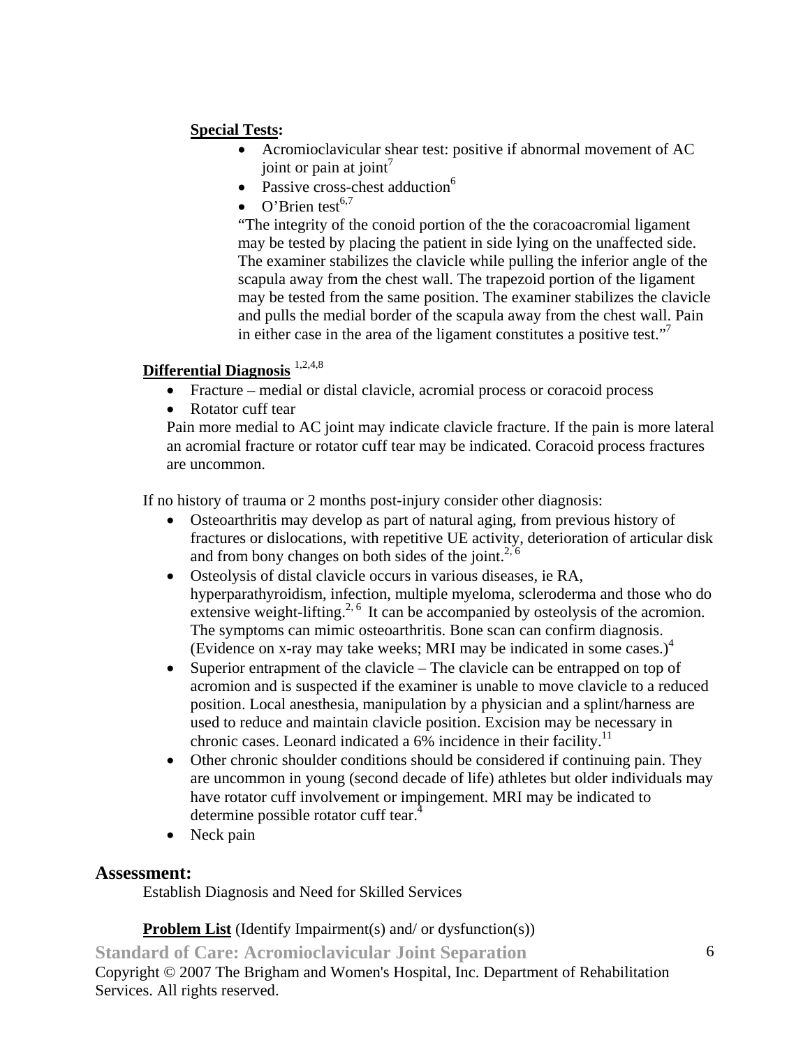**Special Tests:**

- Acromioclavicular shear test: positive if abnormal movement of AC joint or pain at joint[7]
- Passive cross-chest adduction[6]
- O'Brien test[6,7]

"The integrity of the conoid portion of the the coracoacromial ligament may be tested by placing the patient in side lying on the unaffected side. The examiner stabilizes the clavicle while pulling the inferior angle of the scapula away from the chest wall. The trapezoid portion of the ligament may be tested from the same position. The examiner stabilizes the clavicle and pulls the medial border of the scapula away from the chest wall. Pain in either case in the area of the ligament constitutes a positive test."[7]

**Differential Diagnosis** [1,2,4,8]

- Fracture – medial or distal clavicle, acromial process or coracoid process
- Rotator cuff tear

Pain more medial to AC joint may indicate clavicle fracture. If the pain is more lateral an acromial fracture or rotator cuff tear may be indicated. Coracoid process fractures are uncommon.

If no history of trauma or 2 months post-injury consider other diagnosis:

- Osteoarthritis may develop as part of natural aging, from previous history of fractures or dislocations, with repetitive UE activity, deterioration of articular disk and from bony changes on both sides of the joint.[2, 6]
- Osteolysis of distal clavicle occurs in various diseases, ie RA, hyperparathyroidism, infection, multiple myeloma, scleroderma and those who do extensive weight-lifting.[2, 6] It can be accompanied by osteolysis of the acromion. The symptoms can mimic osteoarthritis. Bone scan can confirm diagnosis. (Evidence on x-ray may take weeks; MRI may be indicated in some cases.)[4]
- Superior entrapment of the clavicle – The clavicle can be entrapped on top of acromion and is suspected if the examiner is unable to move clavicle to a reduced position. Local anesthesia, manipulation by a physician and a splint/harness are used to reduce and maintain clavicle position. Excision may be necessary in chronic cases. Leonard indicated a 6% incidence in their facility.[11]
- Other chronic shoulder conditions should be considered if continuing pain. They are uncommon in young (second decade of life) athletes but older individuals may have rotator cuff involvement or impingement. MRI may be indicated to determine possible rotator cuff tear.[4]
- Neck pain

## Assessment:

Establish Diagnosis and Need for Skilled Services

**Problem List** (Identify Impairment(s) and/ or dysfunction(s))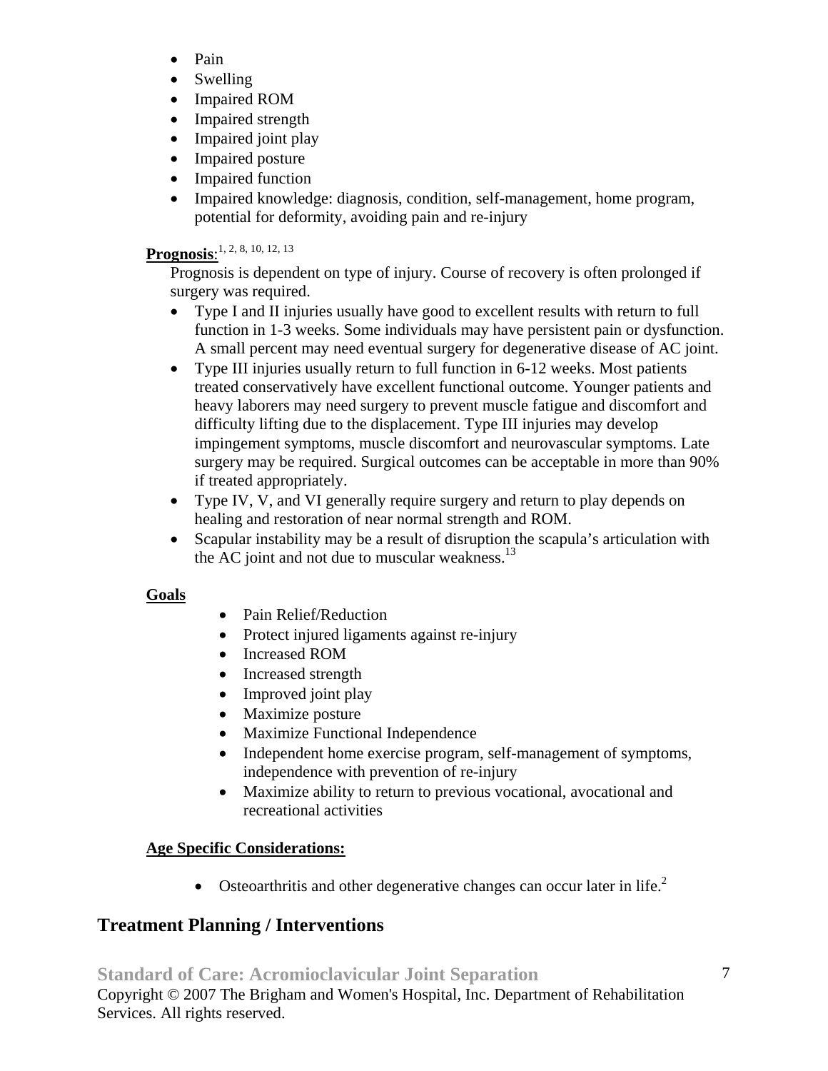- Pain
- Swelling
- Impaired ROM
- Impaired strength
- Impaired joint play
- Impaired posture
- Impaired function
- Impaired knowledge: diagnosis, condition, self-management, home program, potential for deformity, avoiding pain and re-injury

**Prognosis**:[1, 2, 8, 10, 12, 13]

Prognosis is dependent on type of injury. Course of recovery is often prolonged if surgery was required.

- Type I and II injuries usually have good to excellent results with return to full function in 1-3 weeks. Some individuals may have persistent pain or dysfunction. A small percent may need eventual surgery for degenerative disease of AC joint.
- Type III injuries usually return to full function in 6-12 weeks. Most patients treated conservatively have excellent functional outcome. Younger patients and heavy laborers may need surgery to prevent muscle fatigue and discomfort and difficulty lifting due to the displacement. Type III injuries may develop impingement symptoms, muscle discomfort and neurovascular symptoms. Late surgery may be required. Surgical outcomes can be acceptable in more than 90% if treated appropriately.
- Type IV, V, and VI generally require surgery and return to play depends on healing and restoration of near normal strength and ROM.
- Scapular instability may be a result of disruption the scapula's articulation with the AC joint and not due to muscular weakness.[13]

**Goals**

- Pain Relief/Reduction
- Protect injured ligaments against re-injury
- Increased ROM
- Increased strength
- Improved joint play
- Maximize posture
- Maximize Functional Independence
- Independent home exercise program, self-management of symptoms, independence with prevention of re-injury
- Maximize ability to return to previous vocational, avocational and recreational activities

**Age Specific Considerations:**

- Osteoarthritis and other degenerative changes can occur later in life.[2]

## Treatment Planning / Interventions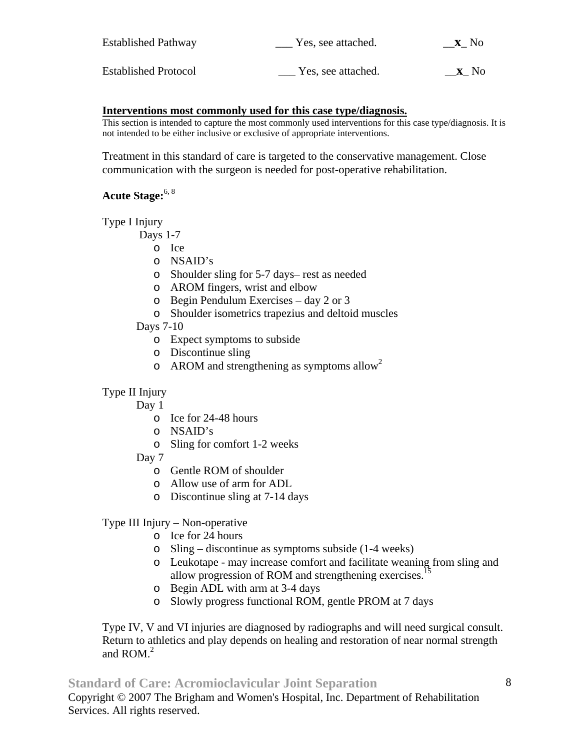Established Pathway ___ Yes, see attached. __**x**_ No

Established Protocol ___ Yes, see attached. __**x**_ No

**<u>Interventions most commonly used for this case type/diagnosis.</u>**

This section is intended to capture the most commonly used interventions for this case type/diagnosis. It is not intended to be either inclusive or exclusive of appropriate interventions.

Treatment in this standard of care is targeted to the conservative management. Close communication with the surgeon is needed for post-operative rehabilitation.

**Acute Stage:**[6, 8]

Type I Injury

Days 1-7

- Ice
- NSAID's
- Shoulder sling for 5-7 days– rest as needed
- AROM fingers, wrist and elbow
- Begin Pendulum Exercises – day 2 or 3
- Shoulder isometrics trapezius and deltoid muscles

Days 7-10

- Expect symptoms to subside
- Discontinue sling
- AROM and strengthening as symptoms allow[2]

Type II Injury

Day 1

- Ice for 24-48 hours
- NSAID's
- Sling for comfort 1-2 weeks

Day 7

- Gentle ROM of shoulder
- Allow use of arm for ADL
- Discontinue sling at 7-14 days

Type III Injury – Non-operative

- Ice for 24 hours
- Sling – discontinue as symptoms subside (1-4 weeks)
- Leukotape - may increase comfort and facilitate weaning from sling and allow progression of ROM and strengthening exercises.[15]
- Begin ADL with arm at 3-4 days
- Slowly progress functional ROM, gentle PROM at 7 days

Type IV, V and VI injuries are diagnosed by radiographs and will need surgical consult. Return to athletics and play depends on healing and restoration of near normal strength and ROM.[2]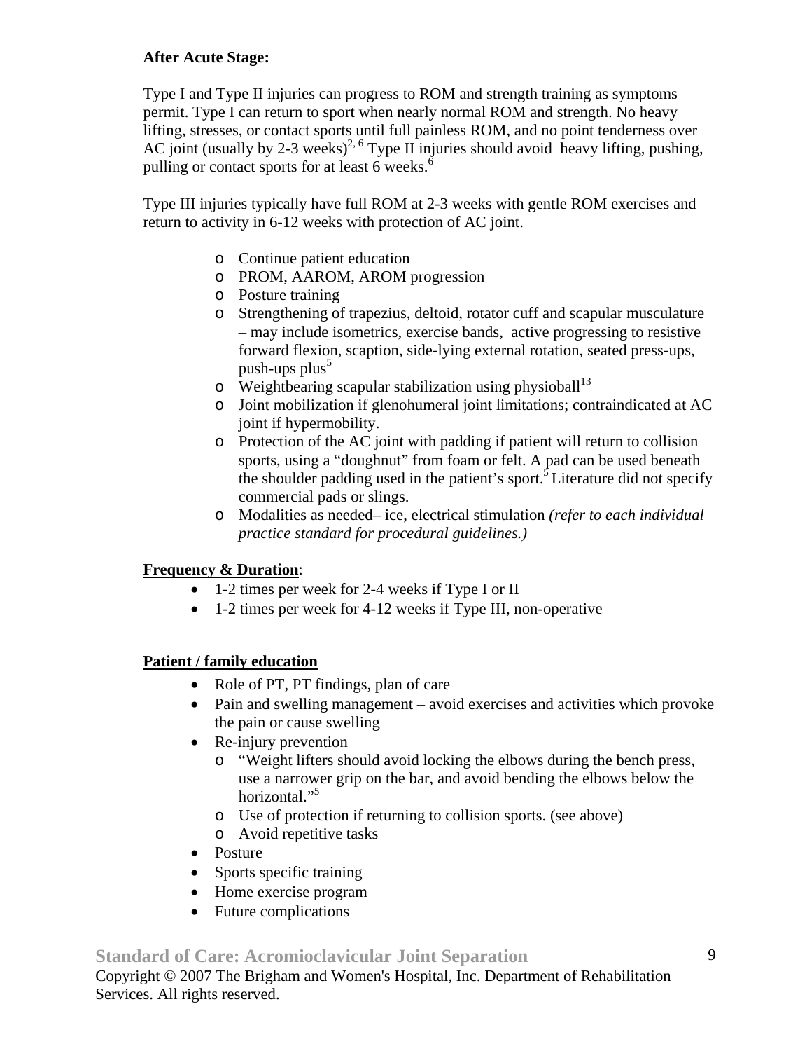**After Acute Stage:**

Type I and Type II injuries can progress to ROM and strength training as symptoms permit. Type I can return to sport when nearly normal ROM and strength. No heavy lifting, stresses, or contact sports until full painless ROM, and no point tenderness over AC joint (usually by 2-3 weeks)[2, 6] Type II injuries should avoid heavy lifting, pushing, pulling or contact sports for at least 6 weeks.[6]

Type III injuries typically have full ROM at 2-3 weeks with gentle ROM exercises and return to activity in 6-12 weeks with protection of AC joint.

- Continue patient education
- PROM, AAROM, AROM progression
- Posture training
- Strengthening of trapezius, deltoid, rotator cuff and scapular musculature – may include isometrics, exercise bands, active progressing to resistive forward flexion, scaption, side-lying external rotation, seated press-ups, push-ups plus[5]
- Weightbearing scapular stabilization using physioball[13]
- Joint mobilization if glenohumeral joint limitations; contraindicated at AC joint if hypermobility.
- Protection of the AC joint with padding if patient will return to collision sports, using a "doughnut" from foam or felt. A pad can be used beneath the shoulder padding used in the patient's sport.[5] Literature did not specify commercial pads or slings.
- Modalities as needed– ice, electrical stimulation *(refer to each individual practice standard for procedural guidelines.)*

**Frequency & Duration**:

- 1-2 times per week for 2-4 weeks if Type I or II
- 1-2 times per week for 4-12 weeks if Type III, non-operative

**Patient / family education**

- Role of PT, PT findings, plan of care
- Pain and swelling management – avoid exercises and activities which provoke the pain or cause swelling
- Re-injury prevention
  - "Weight lifters should avoid locking the elbows during the bench press, use a narrower grip on the bar, and avoid bending the elbows below the horizontal."[5]
  - Use of protection if returning to collision sports. (see above)
  - Avoid repetitive tasks
- Posture
- Sports specific training
- Home exercise program
- Future complications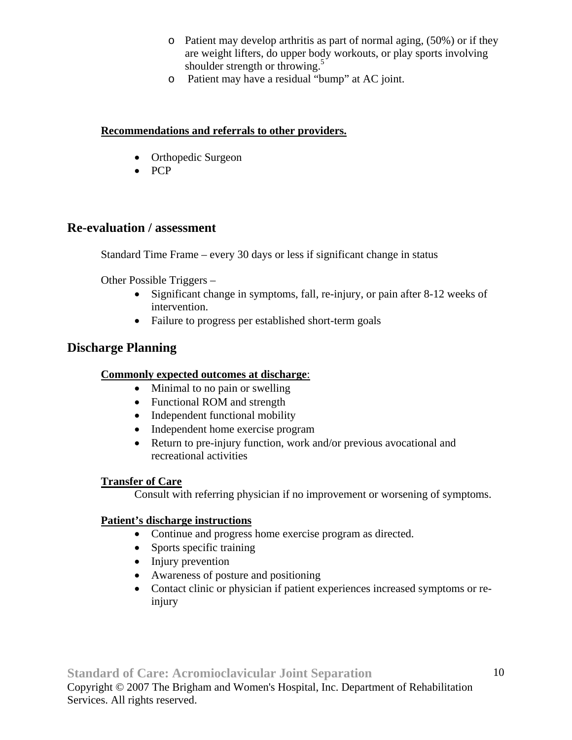- Patient may develop arthritis as part of normal aging, (50%) or if they are weight lifters, do upper body workouts, or play sports involving shoulder strength or throwing.[5]
- Patient may have a residual "bump" at AC joint.

**Recommendations and referrals to other providers.**

- Orthopedic Surgeon
- PCP

## Re-evaluation / assessment

Standard Time Frame – every 30 days or less if significant change in status

Other Possible Triggers –

- Significant change in symptoms, fall, re-injury, or pain after 8-12 weeks of intervention.
- Failure to progress per established short-term goals

## Discharge Planning

**Commonly expected outcomes at discharge**:

- Minimal to no pain or swelling
- Functional ROM and strength
- Independent functional mobility
- Independent home exercise program
- Return to pre-injury function, work and/or previous avocational and recreational activities

**Transfer of Care**

Consult with referring physician if no improvement or worsening of symptoms.

**Patient's discharge instructions**

- Continue and progress home exercise program as directed.
- Sports specific training
- Injury prevention
- Awareness of posture and positioning
- Contact clinic or physician if patient experiences increased symptoms or re-injury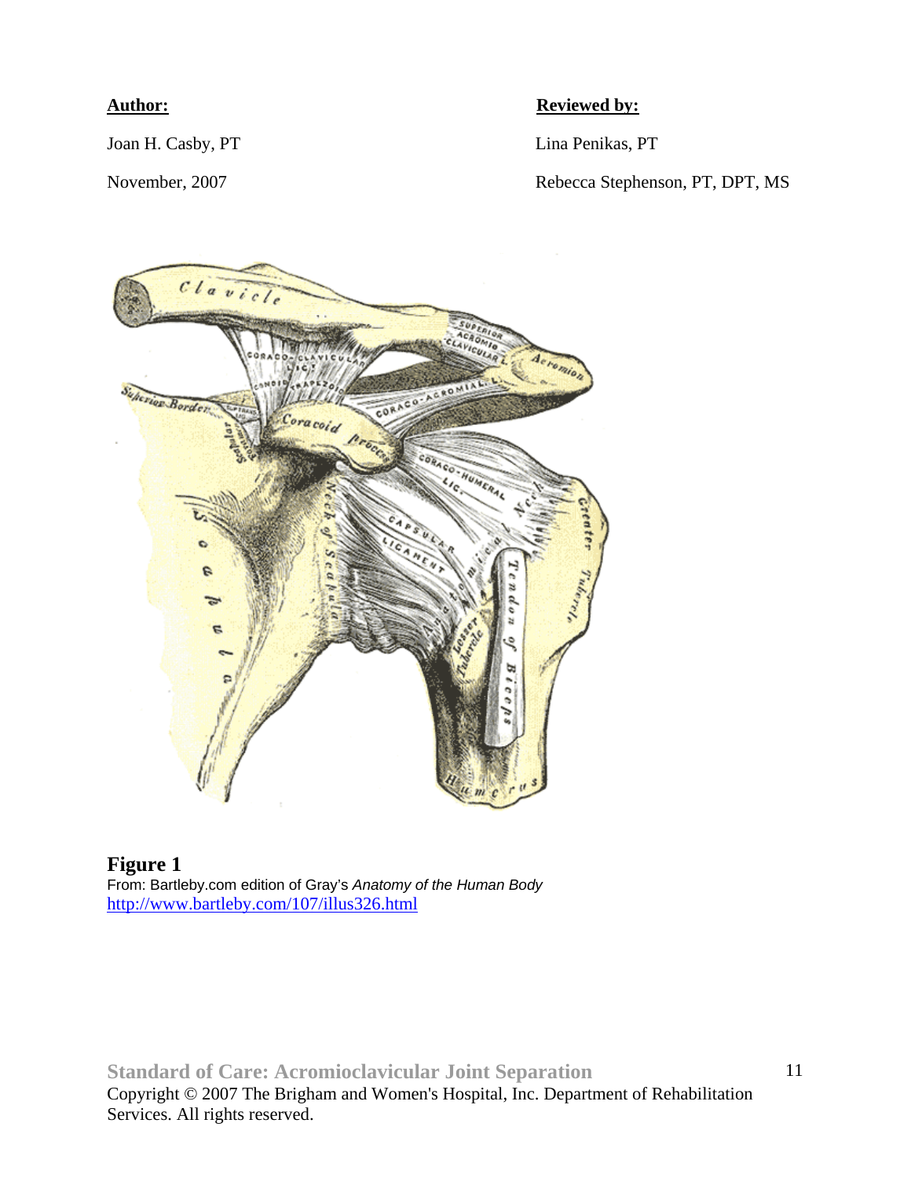**Author:**

Joan H. Casby, PT

November, 2007

**Reviewed by:**

Lina Penikas, PT

Rebecca Stephenson, PT, DPT, MS

**Figure 1**
From: Bartleby.com edition of Gray's *Anatomy of the Human Body*
http://www.bartleby.com/107/illus326.html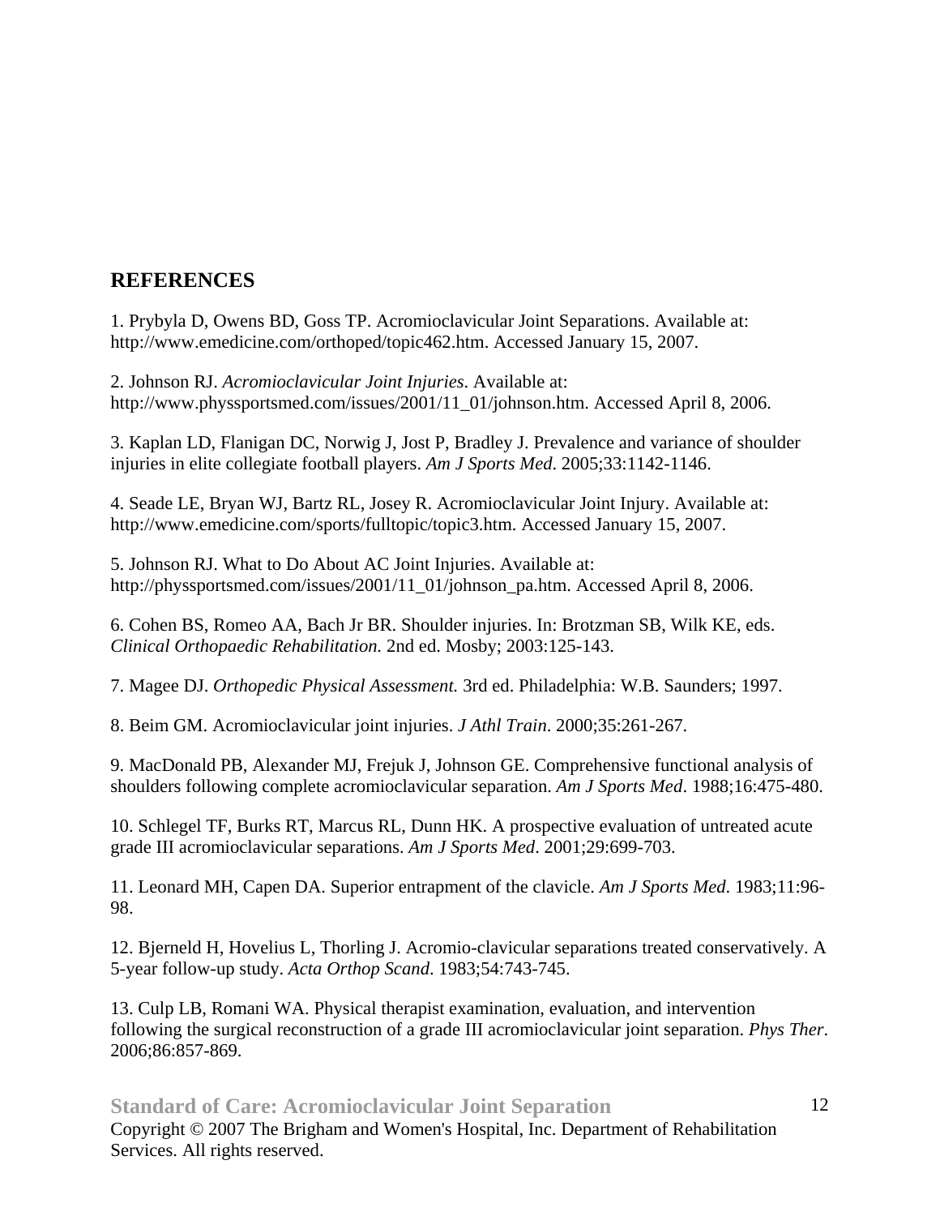## REFERENCES

1. Prybyla D, Owens BD, Goss TP. Acromioclavicular Joint Separations. Available at: http://www.emedicine.com/orthoped/topic462.htm. Accessed January 15, 2007.

2. Johnson RJ. *Acromioclavicular Joint Injuries*. Available at: http://www.physsportsmed.com/issues/2001/11_01/johnson.htm. Accessed April 8, 2006.

3. Kaplan LD, Flanigan DC, Norwig J, Jost P, Bradley J. Prevalence and variance of shoulder injuries in elite collegiate football players. *Am J Sports Med*. 2005;33:1142-1146.

4. Seade LE, Bryan WJ, Bartz RL, Josey R. Acromioclavicular Joint Injury. Available at: http://www.emedicine.com/sports/fulltopic/topic3.htm. Accessed January 15, 2007.

5. Johnson RJ. What to Do About AC Joint Injuries. Available at: http://physsportsmed.com/issues/2001/11_01/johnson_pa.htm. Accessed April 8, 2006.

6. Cohen BS, Romeo AA, Bach Jr BR. Shoulder injuries. In: Brotzman SB, Wilk KE, eds. *Clinical Orthopaedic Rehabilitation.* 2nd ed. Mosby; 2003:125-143.

7. Magee DJ. *Orthopedic Physical Assessment.* 3rd ed. Philadelphia: W.B. Saunders; 1997.

8. Beim GM. Acromioclavicular joint injuries. *J Athl Train*. 2000;35:261-267.

9. MacDonald PB, Alexander MJ, Frejuk J, Johnson GE. Comprehensive functional analysis of shoulders following complete acromioclavicular separation. *Am J Sports Med*. 1988;16:475-480.

10. Schlegel TF, Burks RT, Marcus RL, Dunn HK. A prospective evaluation of untreated acute grade III acromioclavicular separations. *Am J Sports Med*. 2001;29:699-703.

11. Leonard MH, Capen DA. Superior entrapment of the clavicle. *Am J Sports Med.* 1983;11:96-98.

12. Bjerneld H, Hovelius L, Thorling J. Acromio-clavicular separations treated conservatively. A 5-year follow-up study. *Acta Orthop Scand.* 1983;54:743-745.

13. Culp LB, Romani WA. Physical therapist examination, evaluation, and intervention following the surgical reconstruction of a grade III acromioclavicular joint separation. *Phys Ther.* 2006;86:857-869.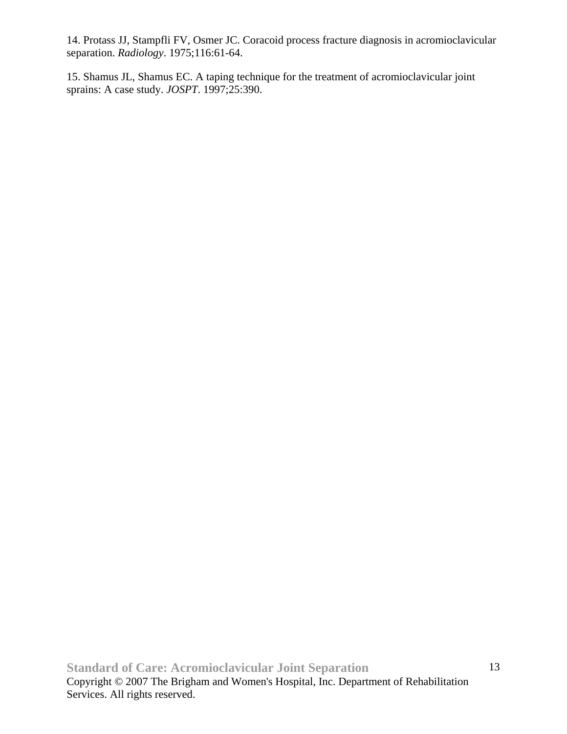14. Protass JJ, Stampfli FV, Osmer JC. Coracoid process fracture diagnosis in acromioclavicular separation. *Radiology*. 1975;116:61-64.

15. Shamus JL, Shamus EC. A taping technique for the treatment of acromioclavicular joint sprains: A case study. *JOSPT*. 1997;25:390.